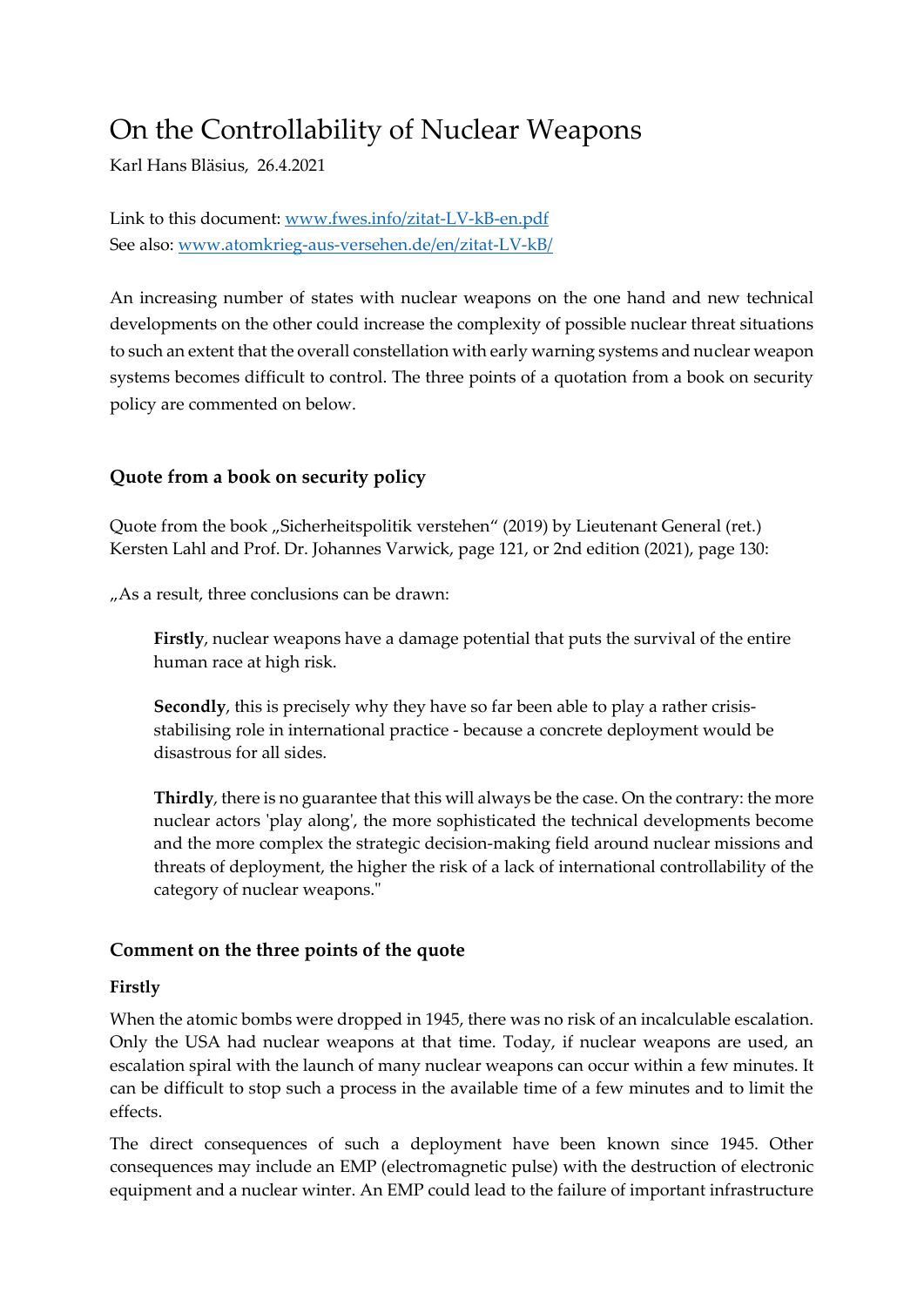# On the Controllability of Nuclear Weapons

Karl Hans Bläsius, 26.4.2021

Link to this document: [www.fwes.info/zitat-LV-kB-en.pdf](www.fwes.info/zitat-LV-kB-en.pdf)
See also: [www.atomkrieg-aus-versehen.de/en/zitat-LV-kB/](www.atomkrieg-aus-versehen.de/en/zitat-LV-kB/)

An increasing number of states with nuclear weapons on the one hand and new technical developments on the other could increase the complexity of possible nuclear threat situations to such an extent that the overall constellation with early warning systems and nuclear weapon systems becomes difficult to control. The three points of a quotation from a book on security policy are commented on below.

## Quote from a book on security policy

Quote from the book „Sicherheitspolitik verstehen“ (2019) by Lieutenant General (ret.) Kersten Lahl and Prof. Dr. Johannes Varwick, page 121, or 2nd edition (2021), page 130:

„As a result, three conclusions can be drawn:

> **Firstly**, nuclear weapons have a damage potential that puts the survival of the entire human race at high risk.
>
> **Secondly**, this is precisely why they have so far been able to play a rather crisis-stabilising role in international practice - because a concrete deployment would be disastrous for all sides.
>
> **Thirdly**, there is no guarantee that this will always be the case. On the contrary: the more nuclear actors 'play along', the more sophisticated the technical developments become and the more complex the strategic decision-making field around nuclear missions and threats of deployment, the higher the risk of a lack of international controllability of the category of nuclear weapons."

## Comment on the three points of the quote

### Firstly

When the atomic bombs were dropped in 1945, there was no risk of an incalculable escalation. Only the USA had nuclear weapons at that time. Today, if nuclear weapons are used, an escalation spiral with the launch of many nuclear weapons can occur within a few minutes. It can be difficult to stop such a process in the available time of a few minutes and to limit the effects.

The direct consequences of such a deployment have been known since 1945. Other consequences may include an EMP (electromagnetic pulse) with the destruction of electronic equipment and a nuclear winter. An EMP could lead to the failure of important infrastructure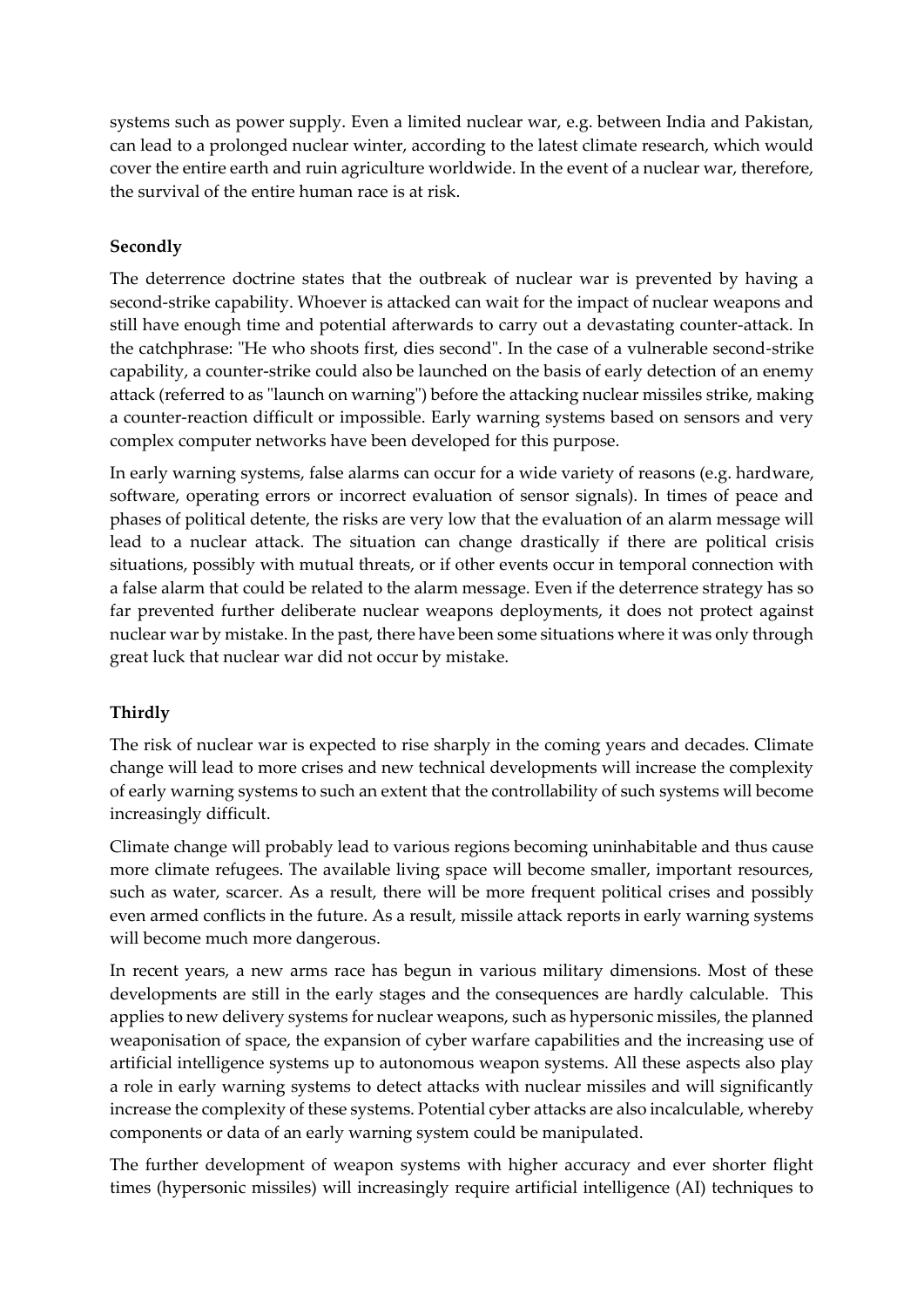systems such as power supply. Even a limited nuclear war, e.g. between India and Pakistan, can lead to a prolonged nuclear winter, according to the latest climate research, which would cover the entire earth and ruin agriculture worldwide. In the event of a nuclear war, therefore, the survival of the entire human race is at risk.

**Secondly**

The deterrence doctrine states that the outbreak of nuclear war is prevented by having a second-strike capability. Whoever is attacked can wait for the impact of nuclear weapons and still have enough time and potential afterwards to carry out a devastating counter-attack. In the catchphrase: "He who shoots first, dies second". In the case of a vulnerable second-strike capability, a counter-strike could also be launched on the basis of early detection of an enemy attack (referred to as "launch on warning") before the attacking nuclear missiles strike, making a counter-reaction difficult or impossible. Early warning systems based on sensors and very complex computer networks have been developed for this purpose.

In early warning systems, false alarms can occur for a wide variety of reasons (e.g. hardware, software, operating errors or incorrect evaluation of sensor signals). In times of peace and phases of political detente, the risks are very low that the evaluation of an alarm message will lead to a nuclear attack. The situation can change drastically if there are political crisis situations, possibly with mutual threats, or if other events occur in temporal connection with a false alarm that could be related to the alarm message. Even if the deterrence strategy has so far prevented further deliberate nuclear weapons deployments, it does not protect against nuclear war by mistake. In the past, there have been some situations where it was only through great luck that nuclear war did not occur by mistake.

**Thirdly**

The risk of nuclear war is expected to rise sharply in the coming years and decades. Climate change will lead to more crises and new technical developments will increase the complexity of early warning systems to such an extent that the controllability of such systems will become increasingly difficult.

Climate change will probably lead to various regions becoming uninhabitable and thus cause more climate refugees. The available living space will become smaller, important resources, such as water, scarcer. As a result, there will be more frequent political crises and possibly even armed conflicts in the future. As a result, missile attack reports in early warning systems will become much more dangerous.

In recent years, a new arms race has begun in various military dimensions. Most of these developments are still in the early stages and the consequences are hardly calculable. This applies to new delivery systems for nuclear weapons, such as hypersonic missiles, the planned weaponisation of space, the expansion of cyber warfare capabilities and the increasing use of artificial intelligence systems up to autonomous weapon systems. All these aspects also play a role in early warning systems to detect attacks with nuclear missiles and will significantly increase the complexity of these systems. Potential cyber attacks are also incalculable, whereby components or data of an early warning system could be manipulated.

The further development of weapon systems with higher accuracy and ever shorter flight times (hypersonic missiles) will increasingly require artificial intelligence (AI) techniques to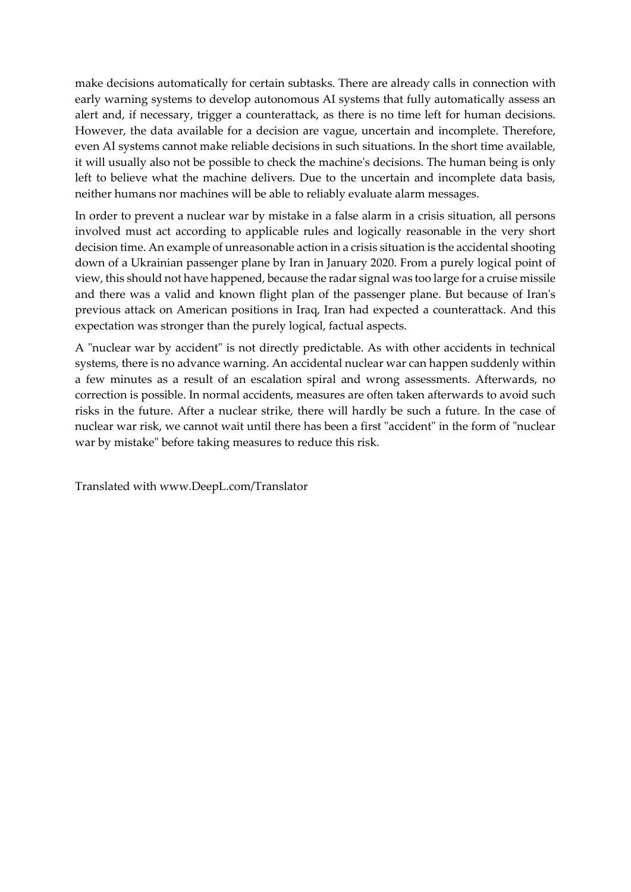make decisions automatically for certain subtasks. There are already calls in connection with early warning systems to develop autonomous AI systems that fully automatically assess an alert and, if necessary, trigger a counterattack, as there is no time left for human decisions. However, the data available for a decision are vague, uncertain and incomplete. Therefore, even AI systems cannot make reliable decisions in such situations. In the short time available, it will usually also not be possible to check the machine's decisions. The human being is only left to believe what the machine delivers. Due to the uncertain and incomplete data basis, neither humans nor machines will be able to reliably evaluate alarm messages.

In order to prevent a nuclear war by mistake in a false alarm in a crisis situation, all persons involved must act according to applicable rules and logically reasonable in the very short decision time. An example of unreasonable action in a crisis situation is the accidental shooting down of a Ukrainian passenger plane by Iran in January 2020. From a purely logical point of view, this should not have happened, because the radar signal was too large for a cruise missile and there was a valid and known flight plan of the passenger plane. But because of Iran's previous attack on American positions in Iraq, Iran had expected a counterattack. And this expectation was stronger than the purely logical, factual aspects.

A "nuclear war by accident" is not directly predictable. As with other accidents in technical systems, there is no advance warning. An accidental nuclear war can happen suddenly within a few minutes as a result of an escalation spiral and wrong assessments. Afterwards, no correction is possible. In normal accidents, measures are often taken afterwards to avoid such risks in the future. After a nuclear strike, there will hardly be such a future. In the case of nuclear war risk, we cannot wait until there has been a first "accident" in the form of "nuclear war by mistake" before taking measures to reduce this risk.

Translated with www.DeepL.com/Translator